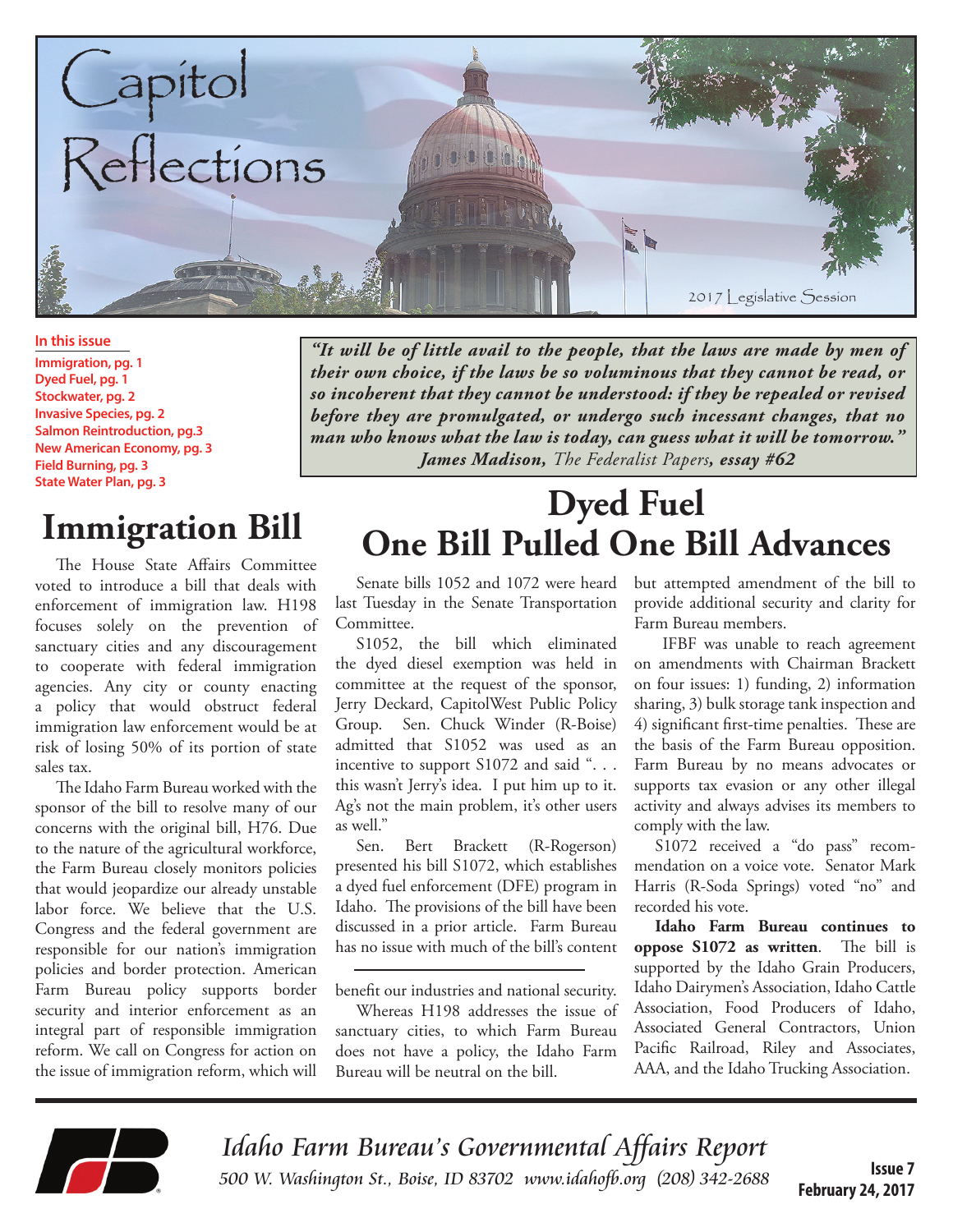# Capitol Reflections

2017 Legislative Session

**In this issue**

- Immigration, pg. 1
- Dyed Fuel, pg. 1
- Stockwater, pg. 2
- Invasive Species, pg. 2
- Salmon Reintroduction, pg.3
- New American Economy, pg. 3
- Field Burning, pg. 3
- State Water Plan, pg. 3

***"It will be of little avail to the people, that the laws are made by men of their own choice, if the laws be so voluminous that they cannot be read, or so incoherent that they cannot be understood: if they be repealed or revised before they are promulgated, or undergo such incessant changes, that no man who knows what the law is today, can guess what it will be tomorrow."***
***James Madison,*** *The Federalist Papers*, ***essay #62***

## Immigration Bill

The House State Affairs Committee voted to introduce a bill that deals with enforcement of immigration law. H198 focuses solely on the prevention of sanctuary cities and any discouragement to cooperate with federal immigration agencies. Any city or county enacting a policy that would obstruct federal immigration law enforcement would be at risk of losing 50% of its portion of state sales tax.

The Idaho Farm Bureau worked with the sponsor of the bill to resolve many of our concerns with the original bill, H76. Due to the nature of the agricultural workforce, the Farm Bureau closely monitors policies that would jeopardize our already unstable labor force. We believe that the U.S. Congress and the federal government are responsible for our nation's immigration policies and border protection. American Farm Bureau policy supports border security and interior enforcement as an integral part of responsible immigration reform. We call on Congress for action on the issue of immigration reform, which will benefit our industries and national security.

Whereas H198 addresses the issue of sanctuary cities, to which Farm Bureau does not have a policy, the Idaho Farm Bureau will be neutral on the bill.

## Dyed Fuel
## One Bill Pulled One Bill Advances

Senate bills 1052 and 1072 were heard last Tuesday in the Senate Transportation Committee.

S1052, the bill which eliminated the dyed diesel exemption was held in committee at the request of the sponsor, Jerry Deckard, CapitolWest Public Policy Group. Sen. Chuck Winder (R-Boise) admitted that S1052 was used as an incentive to support S1072 and said ". . . this wasn't Jerry's idea. I put him up to it. Ag's not the main problem, it's other users as well."

Sen. Bert Brackett (R-Rogerson) presented his bill S1072, which establishes a dyed fuel enforcement (DFE) program in Idaho. The provisions of the bill have been discussed in a prior article. Farm Bureau has no issue with much of the bill's content but attempted amendment of the bill to provide additional security and clarity for Farm Bureau members.

IFBF was unable to reach agreement on amendments with Chairman Brackett on four issues: 1) funding, 2) information sharing, 3) bulk storage tank inspection and 4) significant first-time penalties. These are the basis of the Farm Bureau opposition. Farm Bureau by no means advocates or supports tax evasion or any other illegal activity and always advises its members to comply with the law.

S1072 received a "do pass" recommendation on a voice vote. Senator Mark Harris (R-Soda Springs) voted "no" and recorded his vote.

**Idaho Farm Bureau continues to oppose S1072 as written**. The bill is supported by the Idaho Grain Producers, Idaho Dairymen's Association, Idaho Cattle Association, Food Producers of Idaho, Associated General Contractors, Union Pacific Railroad, Riley and Associates, AAA, and the Idaho Trucking Association.

*Idaho Farm Bureau's Governmental Affairs Report*
*500 W. Washington St., Boise, ID 83702 www.idahofb.org (208) 342-2688*

**Issue 7**
**February 24, 2017**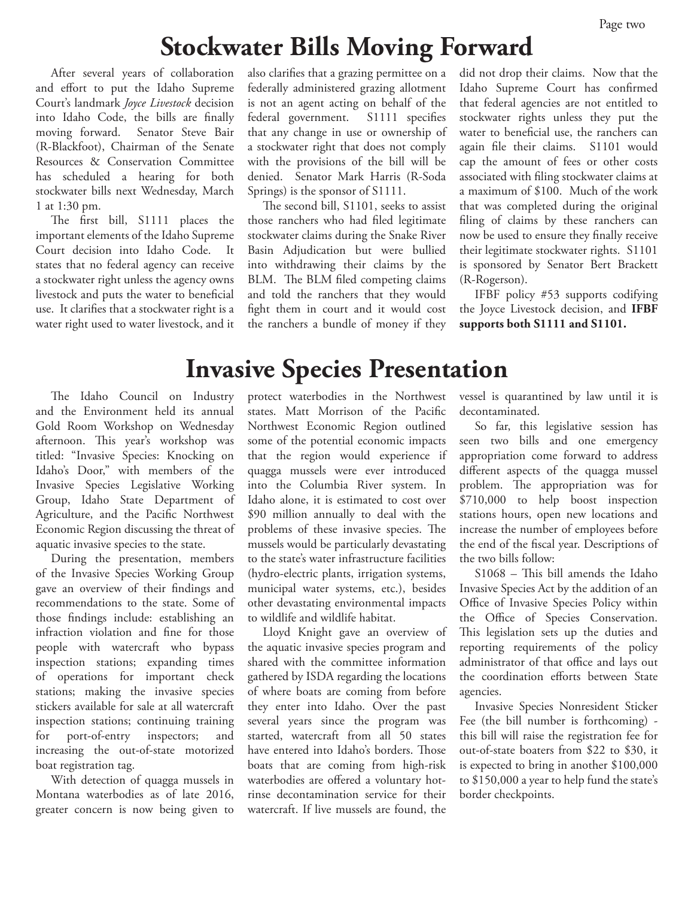# Stockwater Bills Moving Forward

After several years of collaboration and effort to put the Idaho Supreme Court's landmark *Joyce Livestock* decision into Idaho Code, the bills are finally moving forward. Senator Steve Bair (R-Blackfoot), Chairman of the Senate Resources & Conservation Committee has scheduled a hearing for both stockwater bills next Wednesday, March 1 at 1:30 pm.

The first bill, S1111 places the important elements of the Idaho Supreme Court decision into Idaho Code. It states that no federal agency can receive a stockwater right unless the agency owns livestock and puts the water to beneficial use. It clarifies that a stockwater right is a water right used to water livestock, and it also clarifies that a grazing permittee on a federally administered grazing allotment is not an agent acting on behalf of the federal government. S1111 specifies that any change in use or ownership of a stockwater right that does not comply with the provisions of the bill will be denied. Senator Mark Harris (R-Soda Springs) is the sponsor of S1111.

The second bill, S1101, seeks to assist those ranchers who had filed legitimate stockwater claims during the Snake River Basin Adjudication but were bullied into withdrawing their claims by the BLM. The BLM filed competing claims and told the ranchers that they would fight them in court and it would cost the ranchers a bundle of money if they did not drop their claims. Now that the Idaho Supreme Court has confirmed that federal agencies are not entitled to stockwater rights unless they put the water to beneficial use, the ranchers can again file their claims. S1101 would cap the amount of fees or other costs associated with filing stockwater claims at a maximum of $100. Much of the work that was completed during the original filing of claims by these ranchers can now be used to ensure they finally receive their legitimate stockwater rights. S1101 is sponsored by Senator Bert Brackett (R-Rogerson).

IFBF policy #53 supports codifying the Joyce Livestock decision, and **IFBF supports both S1111 and S1101.**

# Invasive Species Presentation

The Idaho Council on Industry and the Environment held its annual Gold Room Workshop on Wednesday afternoon. This year's workshop was titled: "Invasive Species: Knocking on Idaho's Door," with members of the Invasive Species Legislative Working Group, Idaho State Department of Agriculture, and the Pacific Northwest Economic Region discussing the threat of aquatic invasive species to the state.

During the presentation, members of the Invasive Species Working Group gave an overview of their findings and recommendations to the state. Some of those findings include: establishing an infraction violation and fine for those people with watercraft who bypass inspection stations; expanding times of operations for important check stations; making the invasive species stickers available for sale at all watercraft inspection stations; continuing training for port-of-entry inspectors; and increasing the out-of-state motorized boat registration tag.

With detection of quagga mussels in Montana waterbodies as of late 2016, greater concern is now being given to protect waterbodies in the Northwest states. Matt Morrison of the Pacific Northwest Economic Region outlined some of the potential economic impacts that the region would experience if quagga mussels were ever introduced into the Columbia River system. In Idaho alone, it is estimated to cost over $90 million annually to deal with the problems of these invasive species. The mussels would be particularly devastating to the state's water infrastructure facilities (hydro-electric plants, irrigation systems, municipal water systems, etc.), besides other devastating environmental impacts to wildlife and wildlife habitat.

Lloyd Knight gave an overview of the aquatic invasive species program and shared with the committee information gathered by ISDA regarding the locations of where boats are coming from before they enter into Idaho. Over the past several years since the program was started, watercraft from all 50 states have entered into Idaho's borders. Those boats that are coming from high-risk waterbodies are offered a voluntary hot-rinse decontamination service for their watercraft. If live mussels are found, the vessel is quarantined by law until it is decontaminated.

So far, this legislative session has seen two bills and one emergency appropriation come forward to address different aspects of the quagga mussel problem. The appropriation was for $710,000 to help boost inspection stations hours, open new locations and increase the number of employees before the end of the fiscal year. Descriptions of the two bills follow:

S1068 – This bill amends the Idaho Invasive Species Act by the addition of an Office of Invasive Species Policy within the Office of Species Conservation. This legislation sets up the duties and reporting requirements of the policy administrator of that office and lays out the coordination efforts between State agencies.

Invasive Species Nonresident Sticker Fee (the bill number is forthcoming) - this bill will raise the registration fee for out-of-state boaters from $22 to $30, it is expected to bring in another $100,000 to $150,000 a year to help fund the state's border checkpoints.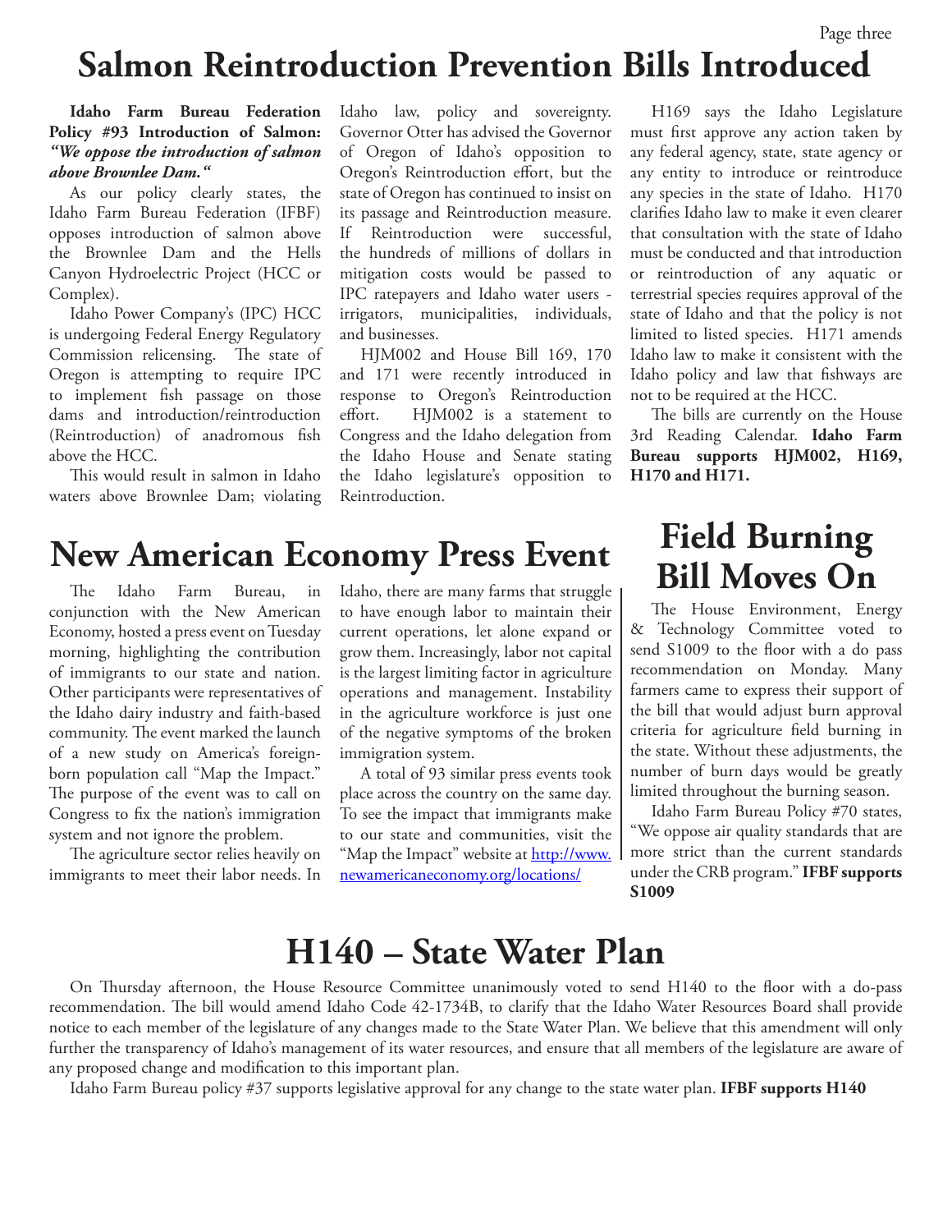# Salmon Reintroduction Prevention Bills Introduced

**Idaho Farm Bureau Federation Policy #93 Introduction of Salmon: *"We oppose the introduction of salmon above Brownlee Dam."***

As our policy clearly states, the Idaho Farm Bureau Federation (IFBF) opposes introduction of salmon above the Brownlee Dam and the Hells Canyon Hydroelectric Project (HCC or Complex).

Idaho Power Company's (IPC) HCC is undergoing Federal Energy Regulatory Commission relicensing. The state of Oregon is attempting to require IPC to implement fish passage on those dams and introduction/reintroduction (Reintroduction) of anadromous fish above the HCC.

This would result in salmon in Idaho waters above Brownlee Dam; violating Idaho law, policy and sovereignty. Governor Otter has advised the Governor of Oregon of Idaho's opposition to Oregon's Reintroduction effort, but the state of Oregon has continued to insist on its passage and Reintroduction measure. If Reintroduction were successful, the hundreds of millions of dollars in mitigation costs would be passed to IPC ratepayers and Idaho water users - irrigators, municipalities, individuals, and businesses.

HJM002 and House Bill 169, 170 and 171 were recently introduced in response to Oregon's Reintroduction effort. HJM002 is a statement to Congress and the Idaho delegation from the Idaho House and Senate stating the Idaho legislature's opposition to Reintroduction.

H169 says the Idaho Legislature must first approve any action taken by any federal agency, state, state agency or any entity to introduce or reintroduce any species in the state of Idaho. H170 clarifies Idaho law to make it even clearer that consultation with the state of Idaho must be conducted and that introduction or reintroduction of any aquatic or terrestrial species requires approval of the state of Idaho and that the policy is not limited to listed species. H171 amends Idaho law to make it consistent with the Idaho policy and law that fishways are not to be required at the HCC.

The bills are currently on the House 3rd Reading Calendar. **Idaho Farm Bureau supports HJM002, H169, H170 and H171.**

# New American Economy Press Event

The Idaho Farm Bureau, in conjunction with the New American Economy, hosted a press event on Tuesday morning, highlighting the contribution of immigrants to our state and nation. Other participants were representatives of the Idaho dairy industry and faith-based community. The event marked the launch of a new study on America's foreign-born population call "Map the Impact." The purpose of the event was to call on Congress to fix the nation's immigration system and not ignore the problem.

The agriculture sector relies heavily on immigrants to meet their labor needs. In Idaho, there are many farms that struggle to have enough labor to maintain their current operations, let alone expand or grow them. Increasingly, labor not capital is the largest limiting factor in agriculture operations and management. Instability in the agriculture workforce is just one of the negative symptoms of the broken immigration system.

A total of 93 similar press events took place across the country on the same day. To see the impact that immigrants make to our state and communities, visit the "Map the Impact" website at http://www.newamericaneconomy.org/locations/

# Field Burning Bill Moves On

The House Environment, Energy & Technology Committee voted to send S1009 to the floor with a do pass recommendation on Monday. Many farmers came to express their support of the bill that would adjust burn approval criteria for agriculture field burning in the state. Without these adjustments, the number of burn days would be greatly limited throughout the burning season.

Idaho Farm Bureau Policy #70 states, "We oppose air quality standards that are more strict than the current standards under the CRB program." **IFBF supports S1009**

# H140 – State Water Plan

On Thursday afternoon, the House Resource Committee unanimously voted to send H140 to the floor with a do-pass recommendation. The bill would amend Idaho Code 42-1734B, to clarify that the Idaho Water Resources Board shall provide notice to each member of the legislature of any changes made to the State Water Plan. We believe that this amendment will only further the transparency of Idaho's management of its water resources, and ensure that all members of the legislature are aware of any proposed change and modification to this important plan.

Idaho Farm Bureau policy #37 supports legislative approval for any change to the state water plan. **IFBF supports H140**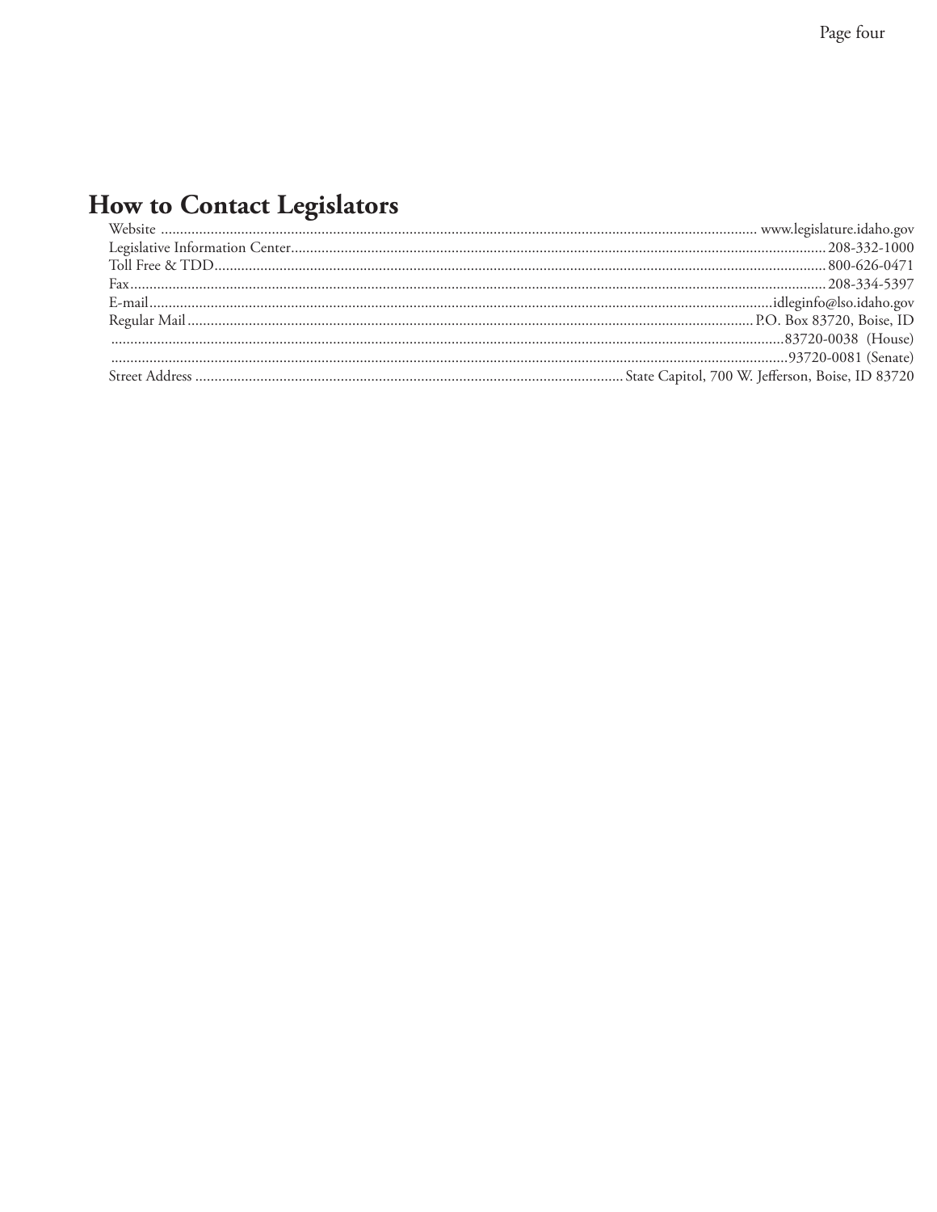## How to Contact Legislators

| | |
|---|---|
| Website | www.legislature.idaho.gov |
| Legislative Information Center | 208-332-1000 |
| Toll Free & TDD | 800-626-0471 |
| Fax | 208-334-5397 |
| E-mail | idleginfo@lso.idaho.gov |
| Regular Mail | P.O. Box 83720, Boise, ID |
| | 83720-0038 (House) |
| | 93720-0081 (Senate) |
| Street Address | State Capitol, 700 W. Jefferson, Boise, ID 83720 |